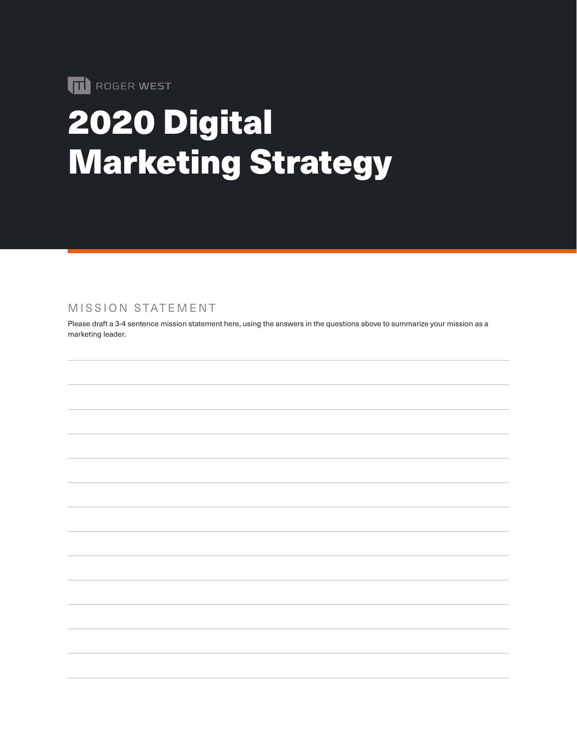ROGER WEST

# 2020 Digital Marketing Strategy

## MISSION STATEMENT

Please draft a 3-4 sentence mission statement here, using the answers in the questions above to summarize your mission as a marketing leader.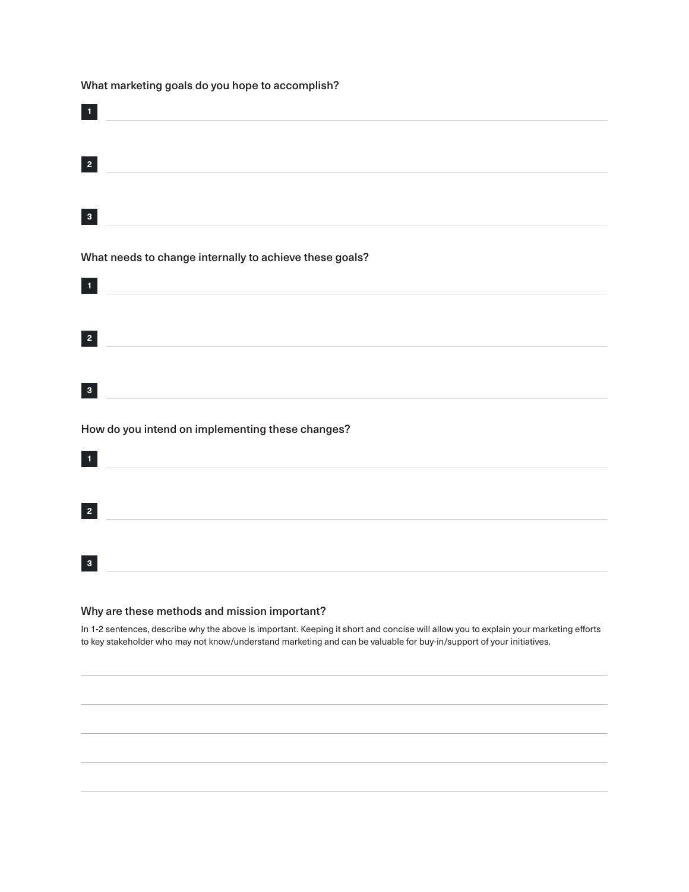### What marketing goals do you hope to accomplish?

1. 
2. 
3. 

### What needs to change internally to achieve these goals?

1. 
2. 
3. 

### How do you intend on implementing these changes?

1. 
2. 
3. 

### Why are these methods and mission important?

In 1-2 sentences, describe why the above is important. Keeping it short and concise will allow you to explain your marketing efforts to key stakeholder who may not know/understand marketing and can be valuable for buy-in/support of your initiatives.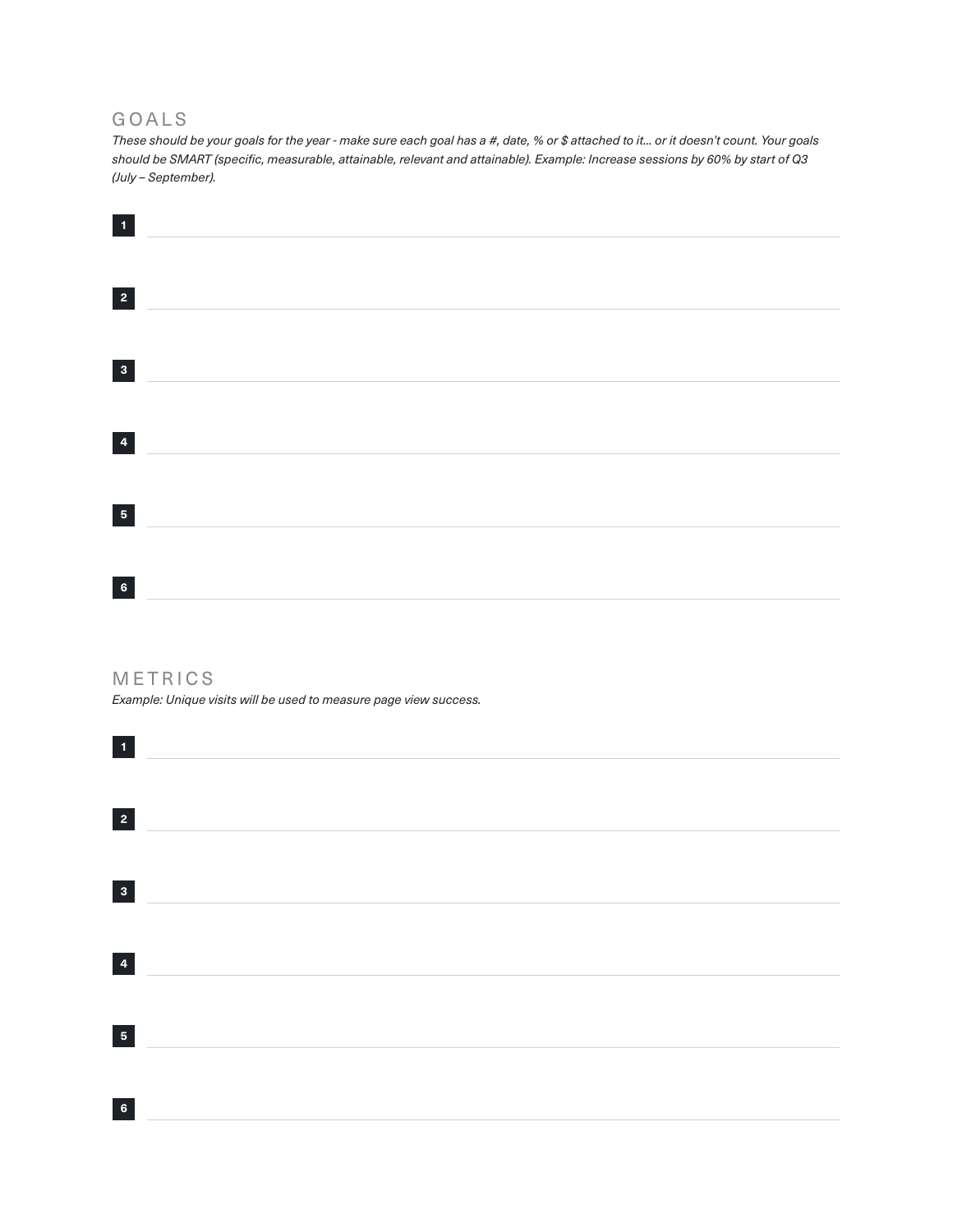## GOALS

*These should be your goals for the year - make sure each goal has a #, date, % or $ attached to it... or it doesn't count. Your goals should be SMART (specific, measurable, attainable, relevant and attainable). Example: Increase sessions by 60% by start of Q3 (July – September).*

1. ______________________________

2. ______________________________

3. ______________________________

4. ______________________________

5. ______________________________

6. ______________________________

## METRICS

*Example: Unique visits will be used to measure page view success.*

1. ______________________________

2. ______________________________

3. ______________________________

4. ______________________________

5. ______________________________

6. ______________________________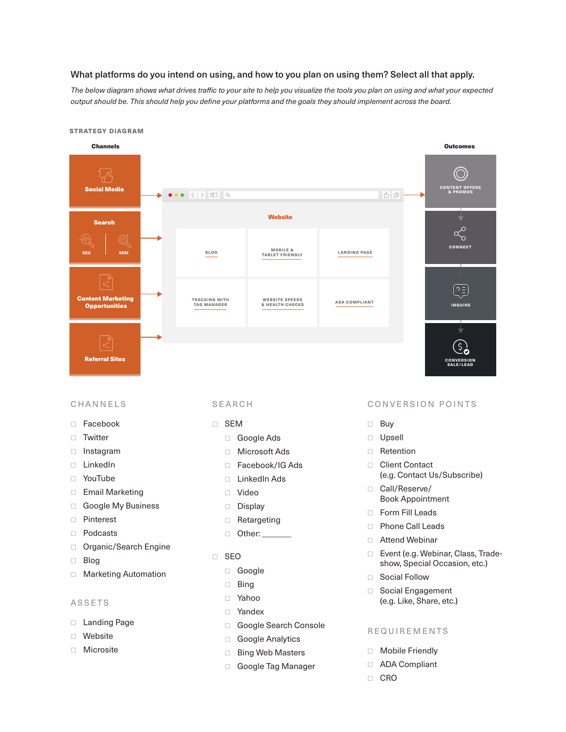## What platforms do you intend on using, and how to you plan on using them? Select all that apply.

*The below diagram shows what drives traffic to your site to help you visualize the tools you plan on using and what your expected output should be. This should help you define your platforms and the goals they should implement across the board.*

**STRATEGY DIAGRAM**

**Channels**

- Social Media
- Search
  - SEO
  - SEM
- Content Marketing Opportunities
- Referral Sites

**Website**

- BLOG
- MOBILE & TABLET FRIENDLY
- LANDING PAGE
- TRACKING WITH TAG MANAGER
- WEBSITE SPEEDS & HEALTH CHECKS
- ADA COMPLIANT

**Outcomes**

- CONTENT OFFERS & PROMOS
- CONNECT
- INQUIRE
- CONVERSION SALE/LEAD

### CHANNELS

- ☐ Facebook
- ☐ Twitter
- ☐ Instagram
- ☐ LinkedIn
- ☐ YouTube
- ☐ Email Marketing
- ☐ Google My Business
- ☐ Pinterest
- ☐ Podcasts
- ☐ Organic/Search Engine
- ☐ Blog
- ☐ Marketing Automation

### ASSETS

- ☐ Landing Page
- ☐ Website
- ☐ Microsite

### SEARCH

- ☐ SEM
  - ☐ Google Ads
  - ☐ Microsoft Ads
  - ☐ Facebook/IG Ads
  - ☐ LinkedIn Ads
  - ☐ Video
  - ☐ Display
  - ☐ Retargeting
  - ☐ Other: _______
- ☐ SEO
  - ☐ Google
  - ☐ Bing
  - ☐ Yahoo
  - ☐ Yandex
  - ☐ Google Search Console
  - ☐ Google Analytics
  - ☐ Bing Web Masters
  - ☐ Google Tag Manager

### CONVERSION POINTS

- ☐ Buy
- ☐ Upsell
- ☐ Retention
- ☐ Client Contact (e.g. Contact Us/Subscribe)
- ☐ Call/Reserve/ Book Appointment
- ☐ Form Fill Leads
- ☐ Phone Call Leads
- ☐ Attend Webinar
- ☐ Event (e.g. Webinar, Class, Trade-show, Special Occasion, etc.)
- ☐ Social Follow
- ☐ Social Engagement (e.g. Like, Share, etc.)

### REQUIREMENTS

- ☐ Mobile Friendly
- ☐ ADA Compliant
- ☐ CRO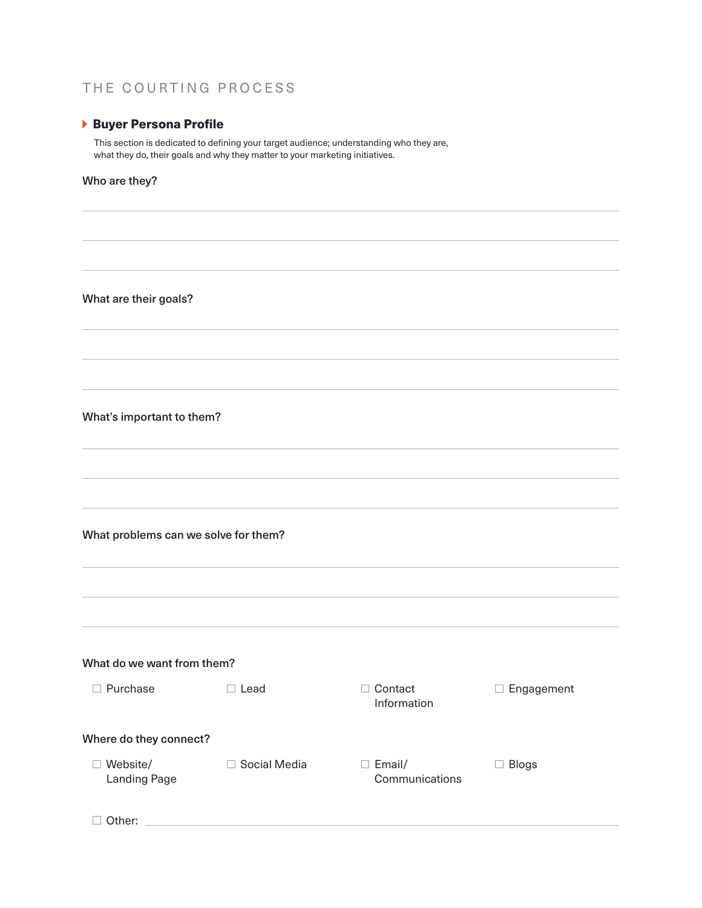THE COURTING PROCESS

## Buyer Persona Profile

This section is dedicated to defining your target audience; understanding who they are, what they do, their goals and why they matter to your marketing initiatives.

**Who are they?**

**What are their goals?**

**What's important to them?**

**What problems can we solve for them?**

**What do we want from them?**

- ☐ Purchase
- ☐ Lead
- ☐ Contact Information
- ☐ Engagement

**Where do they connect?**

- ☐ Website/ Landing Page
- ☐ Social Media
- ☐ Email/ Communications
- ☐ Blogs
- ☐ Other: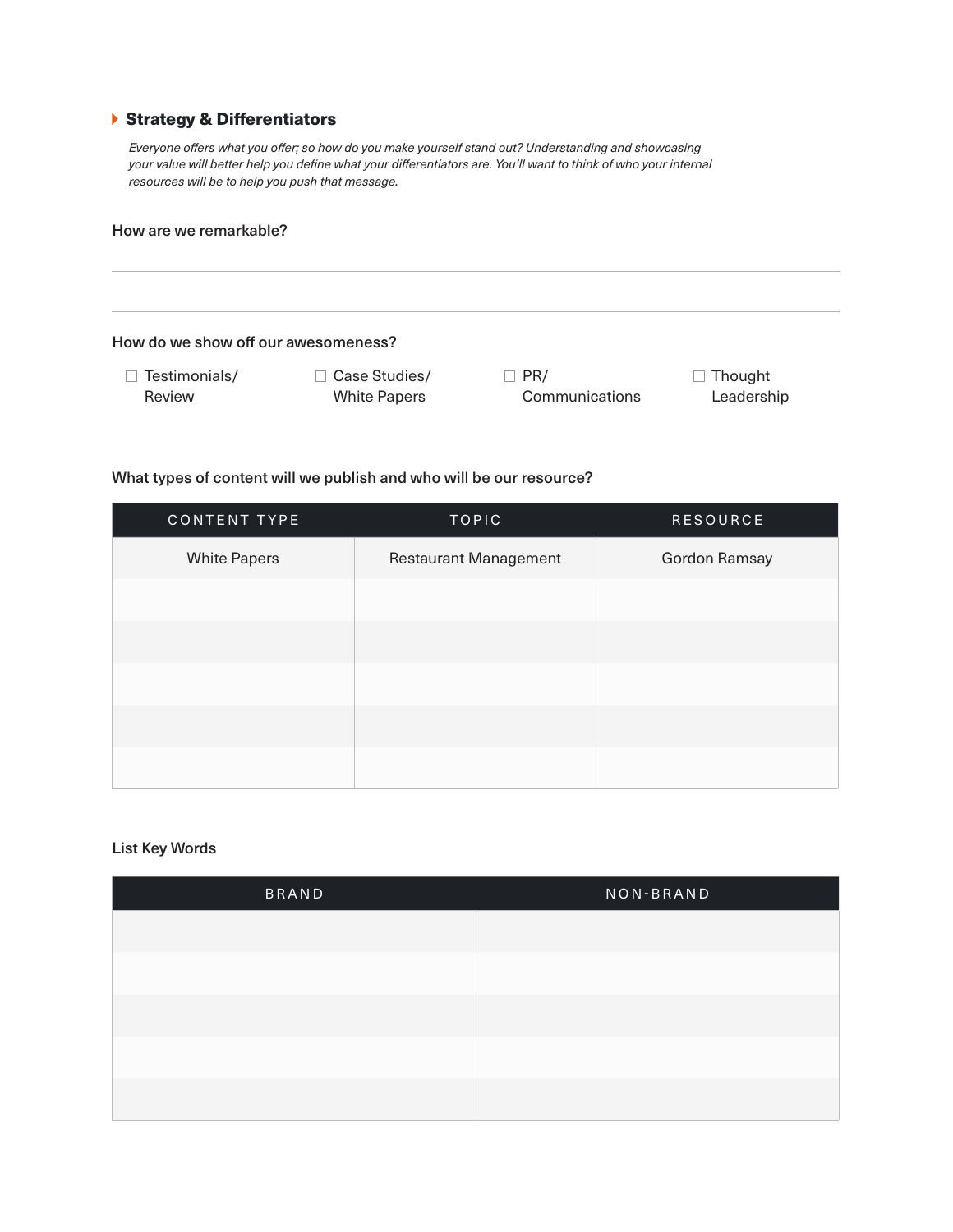## Strategy & Differentiators

*Everyone offers what you offer; so how do you make yourself stand out? Understanding and showcasing your value will better help you define what your differentiators are. You'll want to think of who your internal resources will be to help you push that message.*

**How are we remarkable?**

______________________________________________________________________

______________________________________________________________________

**How do we show off our awesomeness?**

- ☐ Testimonials/ Review
- ☐ Case Studies/ White Papers
- ☐ PR/ Communications
- ☐ Thought Leadership

**What types of content will we publish and who will be our resource?**

| CONTENT TYPE | TOPIC | RESOURCE |
| --- | --- | --- |
| White Papers | Restaurant Management | Gordon Ramsay |
| | | |
| | | |
| | | |
| | | |
| | | |

**List Key Words**

| BRAND | NON-BRAND |
| --- | --- |
| | |
| | |
| | |
| | |
| | |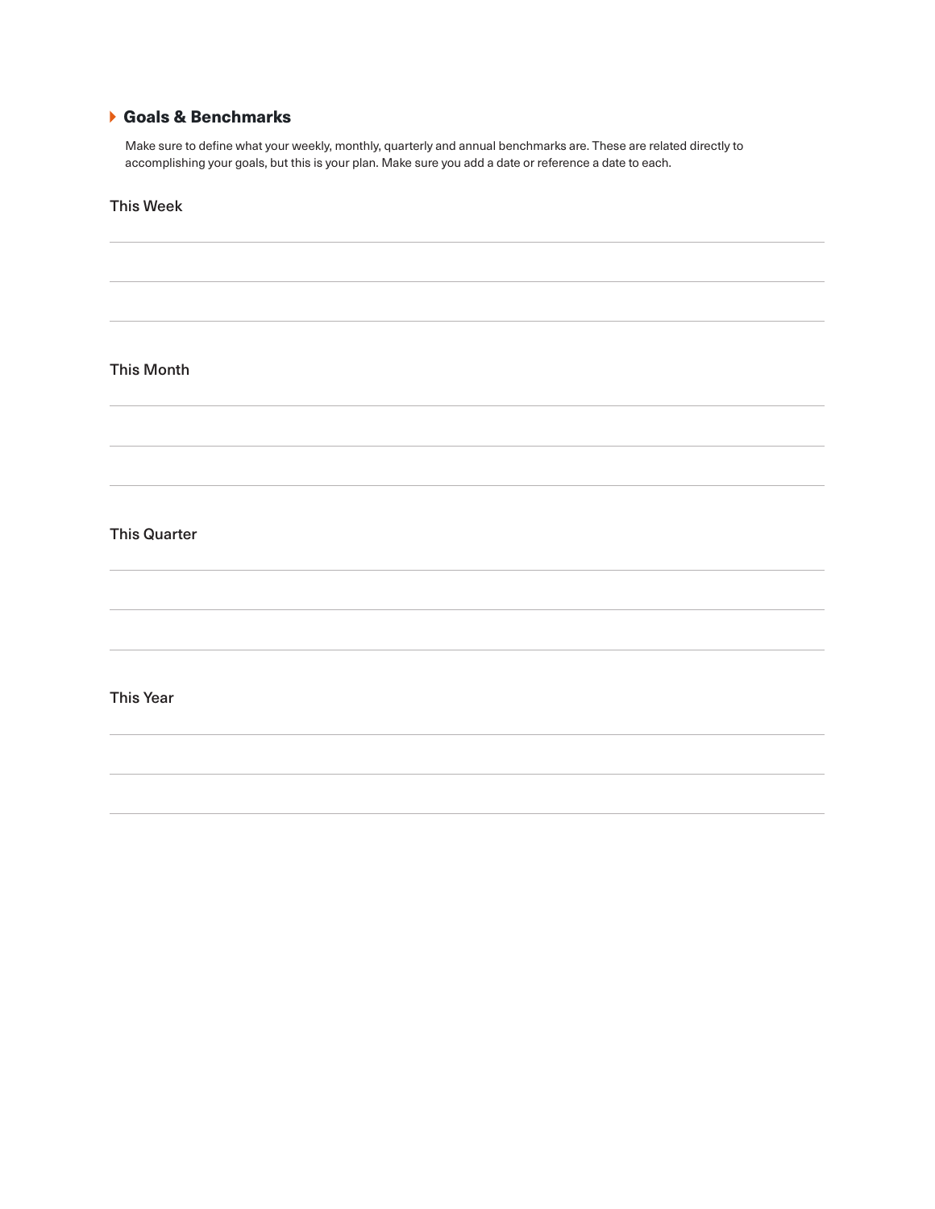## Goals & Benchmarks

Make sure to define what your weekly, monthly, quarterly and annual benchmarks are. These are related directly to accomplishing your goals, but this is your plan. Make sure you add a date or reference a date to each.

### This Week

### This Month

### This Quarter

### This Year